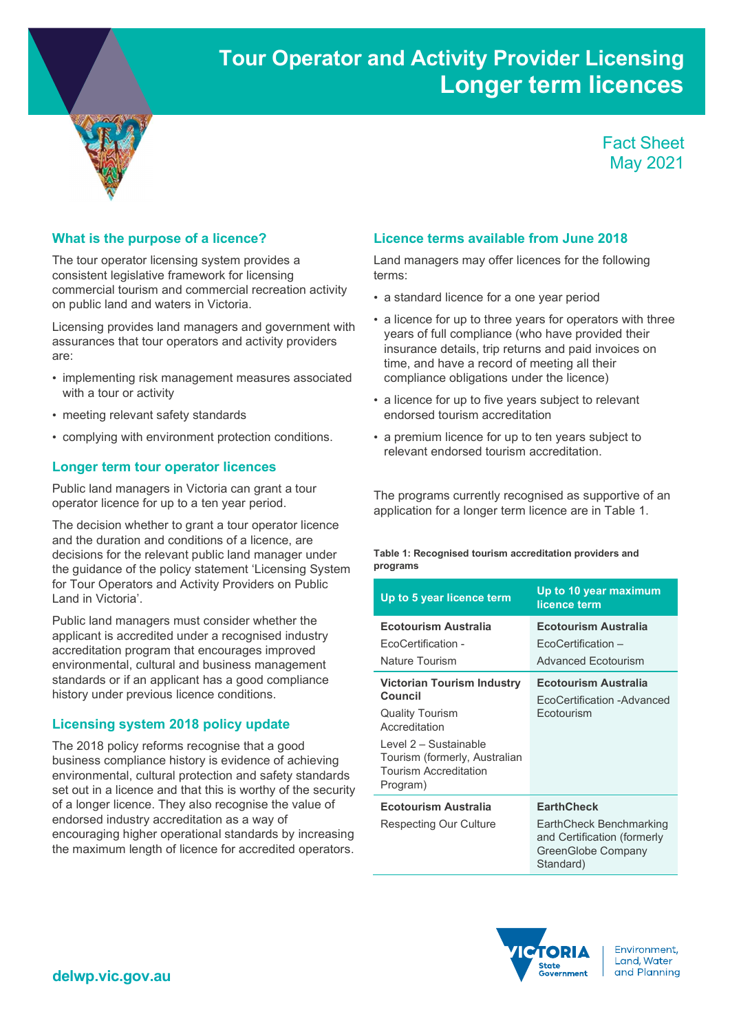# Tour Operator and Activity Provider Licensing
# Longer term licences

Fact Sheet
May 2021

## What is the purpose of a licence?

The tour operator licensing system provides a consistent legislative framework for licensing commercial tourism and commercial recreation activity on public land and waters in Victoria.

Licensing provides land managers and government with assurances that tour operators and activity providers are:

- implementing risk management measures associated with a tour or activity
- meeting relevant safety standards
- complying with environment protection conditions.

## Longer term tour operator licences

Public land managers in Victoria can grant a tour operator licence for up to a ten year period.

The decision whether to grant a tour operator licence and the duration and conditions of a licence, are decisions for the relevant public land manager under the guidance of the policy statement 'Licensing System for Tour Operators and Activity Providers on Public Land in Victoria'.

Public land managers must consider whether the applicant is accredited under a recognised industry accreditation program that encourages improved environmental, cultural and business management standards or if an applicant has a good compliance history under previous licence conditions.

## Licensing system 2018 policy update

The 2018 policy reforms recognise that a good business compliance history is evidence of achieving environmental, cultural protection and safety standards set out in a licence and that this is worthy of the security of a longer licence. They also recognise the value of endorsed industry accreditation as a way of encouraging higher operational standards by increasing the maximum length of licence for accredited operators.

## Licence terms available from June 2018

Land managers may offer licences for the following terms:

- a standard licence for a one year period
- a licence for up to three years for operators with three years of full compliance (who have provided their insurance details, trip returns and paid invoices on time, and have a record of meeting all their compliance obligations under the licence)
- a licence for up to five years subject to relevant endorsed tourism accreditation
- a premium licence for up to ten years subject to relevant endorsed tourism accreditation.

The programs currently recognised as supportive of an application for a longer term licence are in Table 1.

**Table 1: Recognised tourism accreditation providers and programs**

| Up to 5 year licence term | Up to 10 year maximum licence term |
|---|---|
| **Ecotourism Australia**<br>EcoCertification -<br>Nature Tourism | **Ecotourism Australia**<br>EcoCertification –<br>Advanced Ecotourism |
| **Victorian Tourism Industry Council**<br>Quality Tourism Accreditation<br>Level 2 – Sustainable Tourism (formerly, Australian Tourism Accreditation Program) | **Ecotourism Australia**<br>EcoCertification -Advanced Ecotourism |
| **Ecotourism Australia**<br>Respecting Our Culture | **EarthCheck**<br>EarthCheck Benchmarking and Certification (formerly GreenGlobe Company Standard) |

delwp.vic.gov.au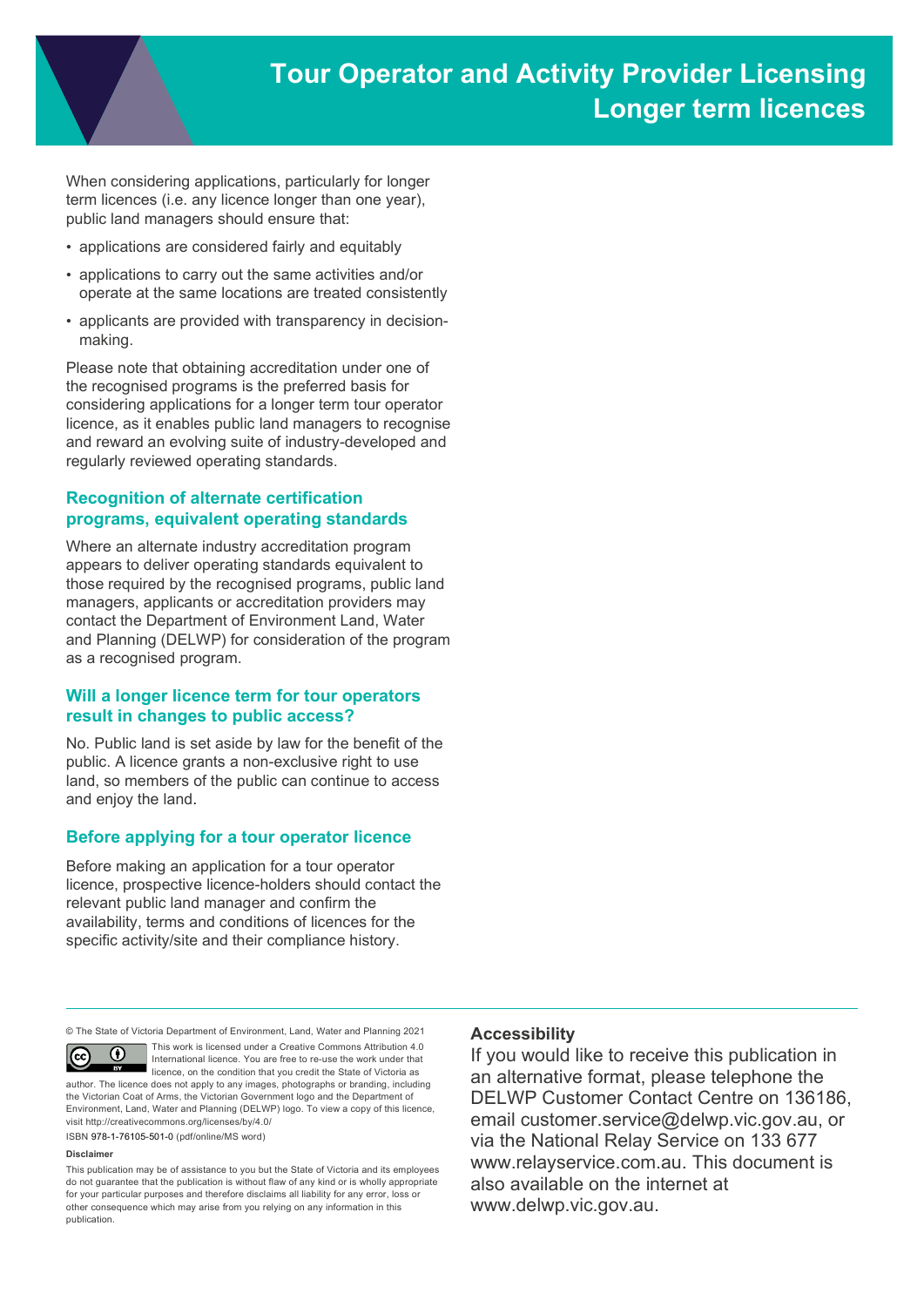# Tour Operator and Activity Provider Licensing
# Longer term licences

When considering applications, particularly for longer term licences (i.e. any licence longer than one year), public land managers should ensure that:

- applications are considered fairly and equitably
- applications to carry out the same activities and/or operate at the same locations are treated consistently
- applicants are provided with transparency in decision-making.

Please note that obtaining accreditation under one of the recognised programs is the preferred basis for considering applications for a longer term tour operator licence, as it enables public land managers to recognise and reward an evolving suite of industry-developed and regularly reviewed operating standards.

## Recognition of alternate certification programs, equivalent operating standards

Where an alternate industry accreditation program appears to deliver operating standards equivalent to those required by the recognised programs, public land managers, applicants or accreditation providers may contact the Department of Environment Land, Water and Planning (DELWP) for consideration of the program as a recognised program.

## Will a longer licence term for tour operators result in changes to public access?

No. Public land is set aside by law for the benefit of the public. A licence grants a non-exclusive right to use land, so members of the public can continue to access and enjoy the land.

## Before applying for a tour operator licence

Before making an application for a tour operator licence, prospective licence-holders should contact the relevant public land manager and confirm the availability, terms and conditions of licences for the specific activity/site and their compliance history.

---

© The State of Victoria Department of Environment, Land, Water and Planning 2021

This work is licensed under a Creative Commons Attribution 4.0 International licence. You are free to re-use the work under that licence, on the condition that you credit the State of Victoria as author. The licence does not apply to any images, photographs or branding, including the Victorian Coat of Arms, the Victorian Government logo and the Department of Environment, Land, Water and Planning (DELWP) logo. To view a copy of this licence, visit http://creativecommons.org/licenses/by/4.0/

ISBN 978-1-76105-501-0 (pdf/online/MS word)

**Disclaimer**

This publication may be of assistance to you but the State of Victoria and its employees do not guarantee that the publication is without flaw of any kind or is wholly appropriate for your particular purposes and therefore disclaims all liability for any error, loss or other consequence which may arise from you relying on any information in this publication.

**Accessibility**

If you would like to receive this publication in an alternative format, please telephone the DELWP Customer Contact Centre on 136186, email customer.service@delwp.vic.gov.au, or via the National Relay Service on 133 677 www.relayservice.com.au. This document is also available on the internet at www.delwp.vic.gov.au.